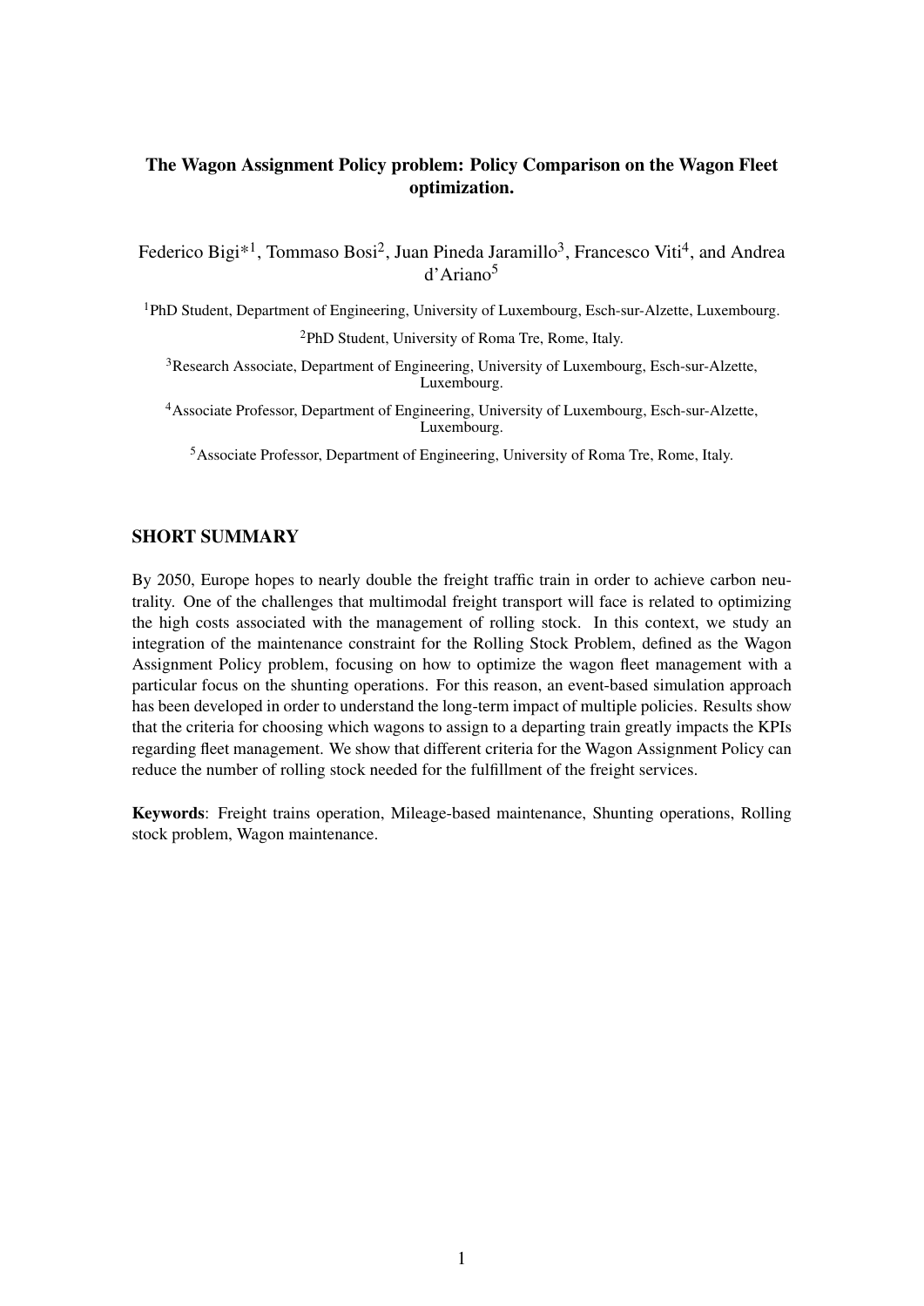# The Wagon Assignment Policy problem: Policy Comparison on the Wagon Fleet optimization.

Federico Bigi*[1], Tommaso Bosi[2], Juan Pineda Jaramillo[3], Francesco Viti[4], and Andrea d'Ariano[5]

[1]PhD Student, Department of Engineering, University of Luxembourg, Esch-sur-Alzette, Luxembourg.

[2]PhD Student, University of Roma Tre, Rome, Italy.

[3]Research Associate, Department of Engineering, University of Luxembourg, Esch-sur-Alzette, Luxembourg.

[4]Associate Professor, Department of Engineering, University of Luxembourg, Esch-sur-Alzette, Luxembourg.

[5]Associate Professor, Department of Engineering, University of Roma Tre, Rome, Italy.

## SHORT SUMMARY

By 2050, Europe hopes to nearly double the freight traffic train in order to achieve carbon neutrality. One of the challenges that multimodal freight transport will face is related to optimizing the high costs associated with the management of rolling stock. In this context, we study an integration of the maintenance constraint for the Rolling Stock Problem, defined as the Wagon Assignment Policy problem, focusing on how to optimize the wagon fleet management with a particular focus on the shunting operations. For this reason, an event-based simulation approach has been developed in order to understand the long-term impact of multiple policies. Results show that the criteria for choosing which wagons to assign to a departing train greatly impacts the KPIs regarding fleet management. We show that different criteria for the Wagon Assignment Policy can reduce the number of rolling stock needed for the fulfillment of the freight services.

**Keywords**: Freight trains operation, Mileage-based maintenance, Shunting operations, Rolling stock problem, Wagon maintenance.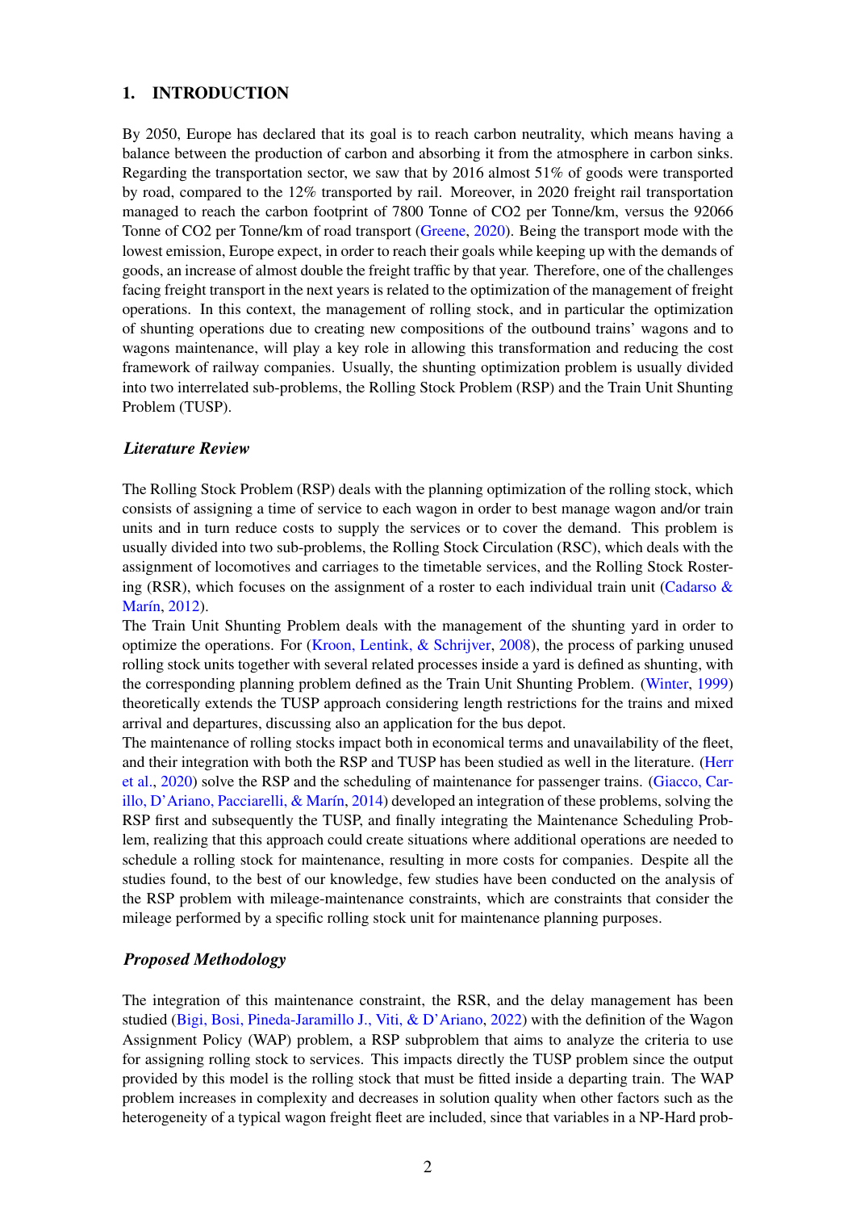## 1. INTRODUCTION

By 2050, Europe has declared that its goal is to reach carbon neutrality, which means having a balance between the production of carbon and absorbing it from the atmosphere in carbon sinks. Regarding the transportation sector, we saw that by 2016 almost 51% of goods were transported by road, compared to the 12% transported by rail. Moreover, in 2020 freight rail transportation managed to reach the carbon footprint of 7800 Tonne of CO2 per Tonne/km, versus the 92066 Tonne of CO2 per Tonne/km of road transport (Greene, 2020). Being the transport mode with the lowest emission, Europe expect, in order to reach their goals while keeping up with the demands of goods, an increase of almost double the freight traffic by that year. Therefore, one of the challenges facing freight transport in the next years is related to the optimization of the management of freight operations. In this context, the management of rolling stock, and in particular the optimization of shunting operations due to creating new compositions of the outbound trains' wagons and to wagons maintenance, will play a key role in allowing this transformation and reducing the cost framework of railway companies. Usually, the shunting optimization problem is usually divided into two interrelated sub-problems, the Rolling Stock Problem (RSP) and the Train Unit Shunting Problem (TUSP).

### *Literature Review*

The Rolling Stock Problem (RSP) deals with the planning optimization of the rolling stock, which consists of assigning a time of service to each wagon in order to best manage wagon and/or train units and in turn reduce costs to supply the services or to cover the demand. This problem is usually divided into two sub-problems, the Rolling Stock Circulation (RSC), which deals with the assignment of locomotives and carriages to the timetable services, and the Rolling Stock Rostering (RSR), which focuses on the assignment of a roster to each individual train unit (Cadarso & Marín, 2012).

The Train Unit Shunting Problem deals with the management of the shunting yard in order to optimize the operations. For (Kroon, Lentink, & Schrijver, 2008), the process of parking unused rolling stock units together with several related processes inside a yard is defined as shunting, with the corresponding planning problem defined as the Train Unit Shunting Problem. (Winter, 1999) theoretically extends the TUSP approach considering length restrictions for the trains and mixed arrival and departures, discussing also an application for the bus depot.

The maintenance of rolling stocks impact both in economical terms and unavailability of the fleet, and their integration with both the RSP and TUSP has been studied as well in the literature. (Herr et al., 2020) solve the RSP and the scheduling of maintenance for passenger trains. (Giacco, Carillo, D'Ariano, Pacciarelli, & Marín, 2014) developed an integration of these problems, solving the RSP first and subsequently the TUSP, and finally integrating the Maintenance Scheduling Problem, realizing that this approach could create situations where additional operations are needed to schedule a rolling stock for maintenance, resulting in more costs for companies. Despite all the studies found, to the best of our knowledge, few studies have been conducted on the analysis of the RSP problem with mileage-maintenance constraints, which are constraints that consider the mileage performed by a specific rolling stock unit for maintenance planning purposes.

### *Proposed Methodology*

The integration of this maintenance constraint, the RSR, and the delay management has been studied (Bigi, Bosi, Pineda-Jaramillo J., Viti, & D'Ariano, 2022) with the definition of the Wagon Assignment Policy (WAP) problem, a RSP subproblem that aims to analyze the criteria to use for assigning rolling stock to services. This impacts directly the TUSP problem since the output provided by this model is the rolling stock that must be fitted inside a departing train. The WAP problem increases in complexity and decreases in solution quality when other factors such as the heterogeneity of a typical wagon freight fleet are included, since that variables in a NP-Hard prob-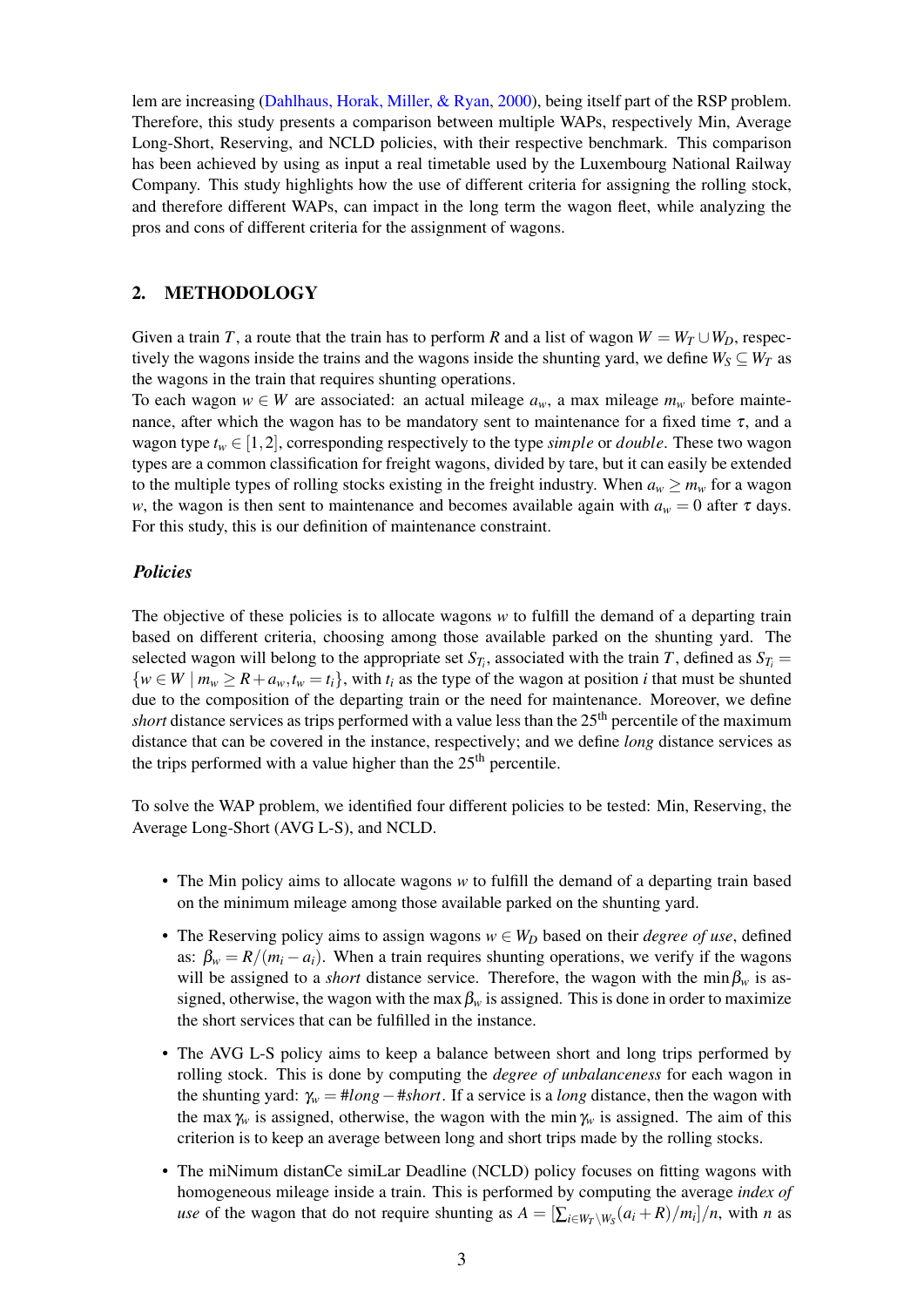lem are increasing (Dahlhaus, Horak, Miller, & Ryan, 2000), being itself part of the RSP problem. Therefore, this study presents a comparison between multiple WAPs, respectively Min, Average Long-Short, Reserving, and NCLD policies, with their respective benchmark. This comparison has been achieved by using as input a real timetable used by the Luxembourg National Railway Company. This study highlights how the use of different criteria for assigning the rolling stock, and therefore different WAPs, can impact in the long term the wagon fleet, while analyzing the pros and cons of different criteria for the assignment of wagons.

## 2. METHODOLOGY

Given a train $T$, a route that the train has to perform $R$ and a list of wagon $W = W_T \cup W_D$, respectively the wagons inside the trains and the wagons inside the shunting yard, we define $W_S \subseteq W_T$ as the wagons in the train that requires shunting operations.

To each wagon $w \in W$ are associated: an actual mileage $a_w$, a max mileage $m_w$ before maintenance, after which the wagon has to be mandatory sent to maintenance for a fixed time $\tau$, and a wagon type $t_w \in [1,2]$, corresponding respectively to the type *simple* or *double*. These two wagon types are a common classification for freight wagons, divided by tare, but it can easily be extended to the multiple types of rolling stocks existing in the freight industry. When $a_w \geq m_w$ for a wagon $w$, the wagon is then sent to maintenance and becomes available again with $a_w = 0$ after $\tau$ days. For this study, this is our definition of maintenance constraint.

### *Policies*

The objective of these policies is to allocate wagons $w$ to fulfill the demand of a departing train based on different criteria, choosing among those available parked on the shunting yard. The selected wagon will belong to the appropriate set $S_{T_i}$, associated with the train $T$, defined as $S_{T_i} = \{w \in W \mid m_w \geq R + a_w, t_w = t_i\}$, with $t_i$ as the type of the wagon at position $i$ that must be shunted due to the composition of the departing train or the need for maintenance. Moreover, we define *short* distance services as trips performed with a value less than the $25^{\text{th}}$ percentile of the maximum distance that can be covered in the instance, respectively; and we define *long* distance services as the trips performed with a value higher than the $25^{\text{th}}$ percentile.

To solve the WAP problem, we identified four different policies to be tested: Min, Reserving, the Average Long-Short (AVG L-S), and NCLD.

- The Min policy aims to allocate wagons $w$ to fulfill the demand of a departing train based on the minimum mileage among those available parked on the shunting yard.
- The Reserving policy aims to assign wagons $w \in W_D$ based on their *degree of use*, defined as: $\beta_w = R/(m_i - a_i)$. When a train requires shunting operations, we verify if the wagons will be assigned to a *short* distance service. Therefore, the wagon with the $\min \beta_w$ is assigned, otherwise, the wagon with the $\max \beta_w$ is assigned. This is done in order to maximize the short services that can be fulfilled in the instance.
- The AVG L-S policy aims to keep a balance between short and long trips performed by rolling stock. This is done by computing the *degree of unbalanceness* for each wagon in the shunting yard: $\gamma_w = \#long - \#short$. If a service is a *long* distance, then the wagon with the $\max \gamma_w$ is assigned, otherwise, the wagon with the $\min \gamma_w$ is assigned. The aim of this criterion is to keep an average between long and short trips made by the rolling stocks.
- The miNimum distanCe simiLar Deadline (NCLD) policy focuses on fitting wagons with homogeneous mileage inside a train. This is performed by computing the average *index of use* of the wagon that do not require shunting as $A = [\sum_{i \in W_T \setminus W_S} (a_i + R)/m_i]/n$, with $n$ as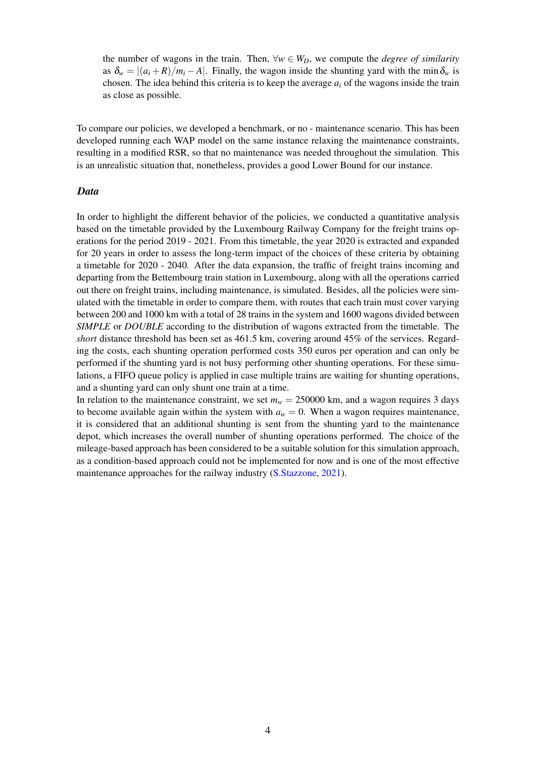the number of wagons in the train. Then, $\forall w \in W_D$, we compute the *degree of similarity* as $\delta_w = |(a_i + R)/m_i - A|$. Finally, the wagon inside the shunting yard with the $\min \delta_w$ is chosen. The idea behind this criteria is to keep the average $a_i$ of the wagons inside the train as close as possible.

To compare our policies, we developed a benchmark, or no - maintenance scenario. This has been developed running each WAP model on the same instance relaxing the maintenance constraints, resulting in a modified RSR, so that no maintenance was needed throughout the simulation. This is an unrealistic situation that, nonetheless, provides a good Lower Bound for our instance.

### *Data*

In order to highlight the different behavior of the policies, we conducted a quantitative analysis based on the timetable provided by the Luxembourg Railway Company for the freight trains operations for the period 2019 - 2021. From this timetable, the year 2020 is extracted and expanded for 20 years in order to assess the long-term impact of the choices of these criteria by obtaining a timetable for 2020 - 2040. After the data expansion, the traffic of freight trains incoming and departing from the Bettembourg train station in Luxembourg, along with all the operations carried out there on freight trains, including maintenance, is simulated. Besides, all the policies were simulated with the timetable in order to compare them, with routes that each train must cover varying between 200 and 1000 km with a total of 28 trains in the system and 1600 wagons divided between *SIMPLE* or *DOUBLE* according to the distribution of wagons extracted from the timetable. The *short* distance threshold has been set as 461.5 km, covering around 45% of the services. Regarding the costs, each shunting operation performed costs 350 euros per operation and can only be performed if the shunting yard is not busy performing other shunting operations. For these simulations, a FIFO queue policy is applied in case multiple trains are waiting for shunting operations, and a shunting yard can only shunt one train at a time.
In relation to the maintenance constraint, we set $m_w = 250000$ km, and a wagon requires 3 days to become available again within the system with $a_w = 0$. When a wagon requires maintenance, it is considered that an additional shunting is sent from the shunting yard to the maintenance depot, which increases the overall number of shunting operations performed. The choice of the mileage-based approach has been considered to be a suitable solution for this simulation approach, as a condition-based approach could not be implemented for now and is one of the most effective maintenance approaches for the railway industry (S.Stazzone, 2021).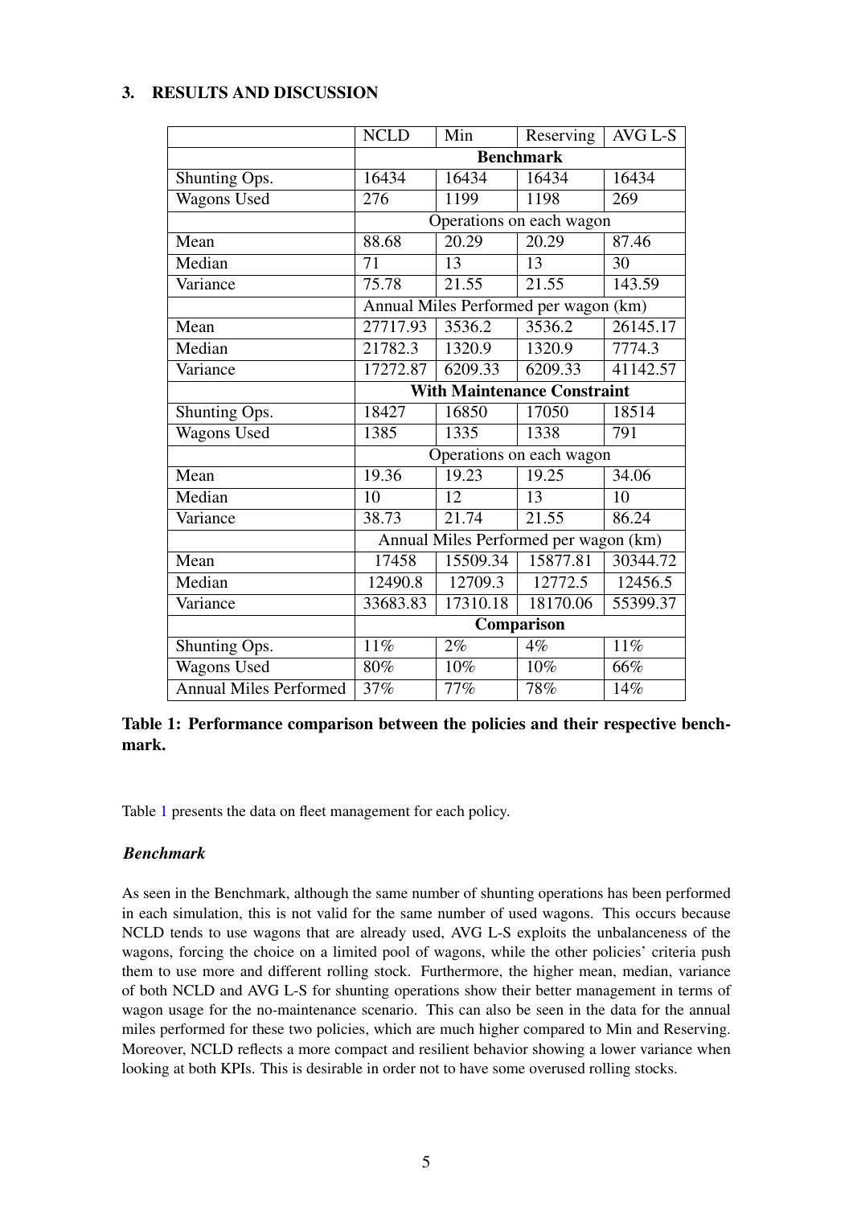## 3. RESULTS AND DISCUSSION

| | NCLD | Min | Reserving | AVG L-S |
|---|---|---|---|---|
| | **Benchmark** | | | |
| Shunting Ops. | 16434 | 16434 | 16434 | 16434 |
| Wagons Used | 276 | 1199 | 1198 | 269 |
| | Operations on each wagon | | | |
| Mean | 88.68 | 20.29 | 20.29 | 87.46 |
| Median | 71 | 13 | 13 | 30 |
| Variance | 75.78 | 21.55 | 21.55 | 143.59 |
| | Annual Miles Performed per wagon (km) | | | |
| Mean | 27717.93 | 3536.2 | 3536.2 | 26145.17 |
| Median | 21782.3 | 1320.9 | 1320.9 | 7774.3 |
| Variance | 17272.87 | 6209.33 | 6209.33 | 41142.57 |
| | **With Maintenance Constraint** | | | |
| Shunting Ops. | 18427 | 16850 | 17050 | 18514 |
| Wagons Used | 1385 | 1335 | 1338 | 791 |
| | Operations on each wagon | | | |
| Mean | 19.36 | 19.23 | 19.25 | 34.06 |
| Median | 10 | 12 | 13 | 10 |
| Variance | 38.73 | 21.74 | 21.55 | 86.24 |
| | Annual Miles Performed per wagon (km) | | | |
| Mean | 17458 | 15509.34 | 15877.81 | 30344.72 |
| Median | 12490.8 | 12709.3 | 12772.5 | 12456.5 |
| Variance | 33683.83 | 17310.18 | 18170.06 | 55399.37 |
| | **Comparison** | | | |
| Shunting Ops. | 11% | 2% | 4% | 11% |
| Wagons Used | 80% | 10% | 10% | 66% |
| Annual Miles Performed | 37% | 77% | 78% | 14% |

**Table 1: Performance comparison between the policies and their respective benchmark.**

Table 1 presents the data on fleet management for each policy.

### *Benchmark*

As seen in the Benchmark, although the same number of shunting operations has been performed in each simulation, this is not valid for the same number of used wagons. This occurs because NCLD tends to use wagons that are already used, AVG L-S exploits the unbalanceness of the wagons, forcing the choice on a limited pool of wagons, while the other policies' criteria push them to use more and different rolling stock. Furthermore, the higher mean, median, variance of both NCLD and AVG L-S for shunting operations show their better management in terms of wagon usage for the no-maintenance scenario. This can also be seen in the data for the annual miles performed for these two policies, which are much higher compared to Min and Reserving. Moreover, NCLD reflects a more compact and resilient behavior showing a lower variance when looking at both KPIs. This is desirable in order not to have some overused rolling stocks.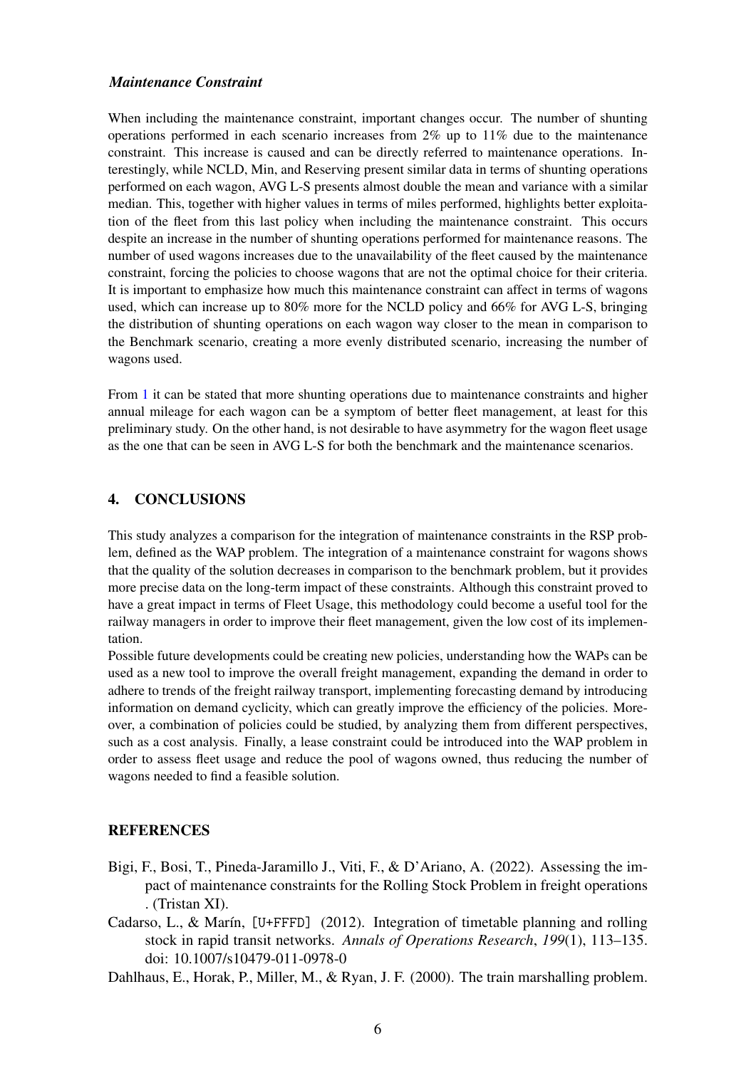### *Maintenance Constraint*

When including the maintenance constraint, important changes occur. The number of shunting operations performed in each scenario increases from 2% up to 11% due to the maintenance constraint. This increase is caused and can be directly referred to maintenance operations. Interestingly, while NCLD, Min, and Reserving present similar data in terms of shunting operations performed on each wagon, AVG L-S presents almost double the mean and variance with a similar median. This, together with higher values in terms of miles performed, highlights better exploitation of the fleet from this last policy when including the maintenance constraint. This occurs despite an increase in the number of shunting operations performed for maintenance reasons. The number of used wagons increases due to the unavailability of the fleet caused by the maintenance constraint, forcing the policies to choose wagons that are not the optimal choice for their criteria. It is important to emphasize how much this maintenance constraint can affect in terms of wagons used, which can increase up to 80% more for the NCLD policy and 66% for AVG L-S, bringing the distribution of shunting operations on each wagon way closer to the mean in comparison to the Benchmark scenario, creating a more evenly distributed scenario, increasing the number of wagons used.

From 1 it can be stated that more shunting operations due to maintenance constraints and higher annual mileage for each wagon can be a symptom of better fleet management, at least for this preliminary study. On the other hand, is not desirable to have asymmetry for the wagon fleet usage as the one that can be seen in AVG L-S for both the benchmark and the maintenance scenarios.

## 4. CONCLUSIONS

This study analyzes a comparison for the integration of maintenance constraints in the RSP problem, defined as the WAP problem. The integration of a maintenance constraint for wagons shows that the quality of the solution decreases in comparison to the benchmark problem, but it provides more precise data on the long-term impact of these constraints. Although this constraint proved to have a great impact in terms of Fleet Usage, this methodology could become a useful tool for the railway managers in order to improve their fleet management, given the low cost of its implementation.

Possible future developments could be creating new policies, understanding how the WAPs can be used as a new tool to improve the overall freight management, expanding the demand in order to adhere to trends of the freight railway transport, implementing forecasting demand by introducing information on demand cyclicity, which can greatly improve the efficiency of the policies. Moreover, a combination of policies could be studied, by analyzing them from different perspectives, such as a cost analysis. Finally, a lease constraint could be introduced into the WAP problem in order to assess fleet usage and reduce the pool of wagons owned, thus reducing the number of wagons needed to find a feasible solution.

## REFERENCES

Bigi, F., Bosi, T., Pineda-Jaramillo J., Viti, F., & D'Ariano, A. (2022). Assessing the impact of maintenance constraints for the Rolling Stock Problem in freight operations . (Tristan XI).

Cadarso, L., & Marín, [U+FFFD] (2012). Integration of timetable planning and rolling stock in rapid transit networks. *Annals of Operations Research*, *199*(1), 113–135. doi: 10.1007/s10479-011-0978-0

Dahlhaus, E., Horak, P., Miller, M., & Ryan, J. F. (2000). The train marshalling problem.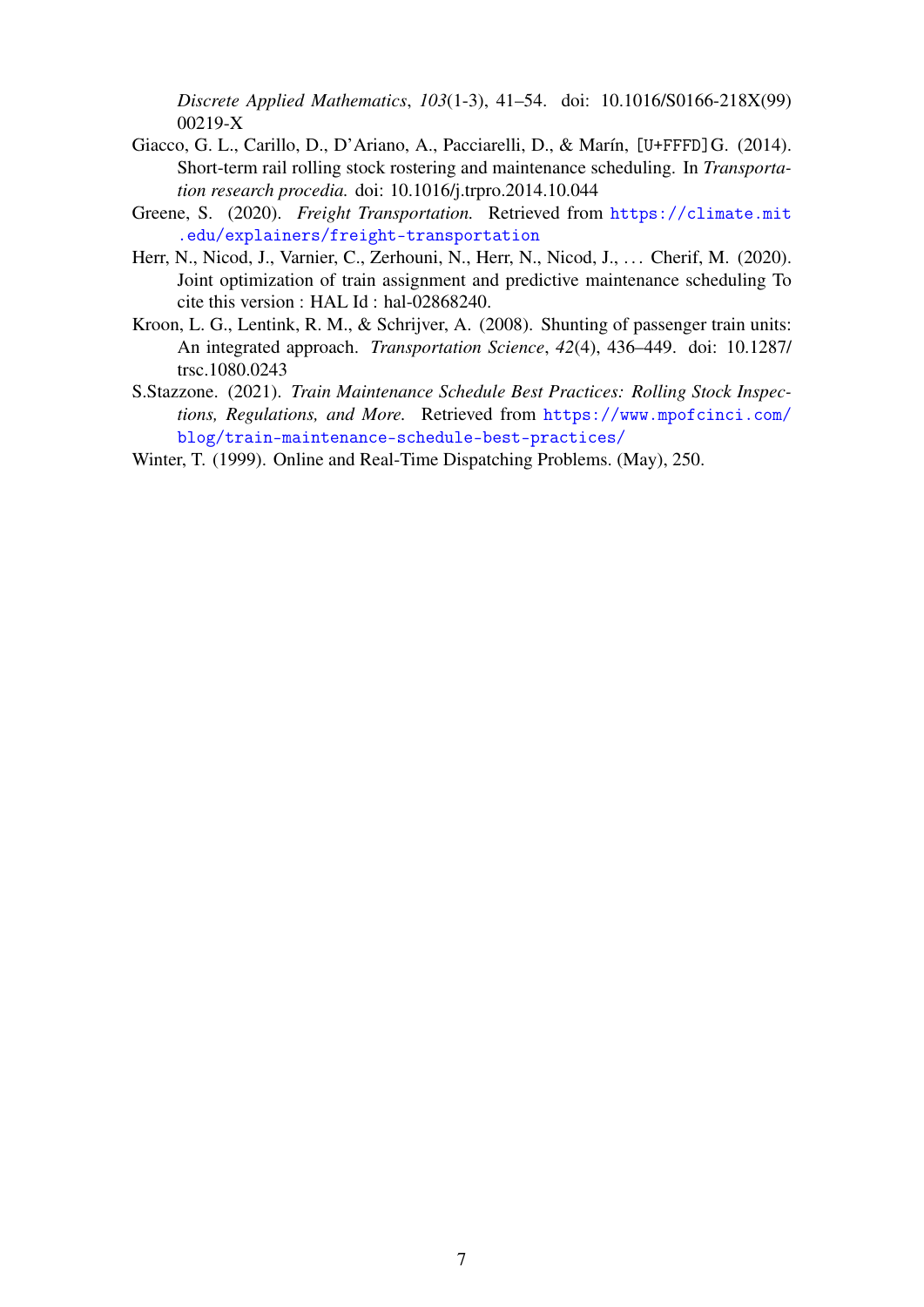*Discrete Applied Mathematics*, *103*(1-3), 41–54. doi: 10.1016/S0166-218X(99) 00219-X

Giacco, G. L., Carillo, D., D'Ariano, A., Pacciarelli, D., & Marín, [U+FFFD] G. (2014). Short-term rail rolling stock rostering and maintenance scheduling. In *Transportation research procedia.* doi: 10.1016/j.trpro.2014.10.044

Greene, S. (2020). *Freight Transportation.* Retrieved from https://climate.mit.edu/explainers/freight-transportation

Herr, N., Nicod, J., Varnier, C., Zerhouni, N., Herr, N., Nicod, J., … Cherif, M. (2020). Joint optimization of train assignment and predictive maintenance scheduling To cite this version : HAL Id : hal-02868240.

Kroon, L. G., Lentink, R. M., & Schrijver, A. (2008). Shunting of passenger train units: An integrated approach. *Transportation Science*, *42*(4), 436–449. doi: 10.1287/trsc.1080.0243

S.Stazzone. (2021). *Train Maintenance Schedule Best Practices: Rolling Stock Inspections, Regulations, and More.* Retrieved from https://www.mpofcinci.com/blog/train-maintenance-schedule-best-practices/

Winter, T. (1999). Online and Real-Time Dispatching Problems. (May), 250.